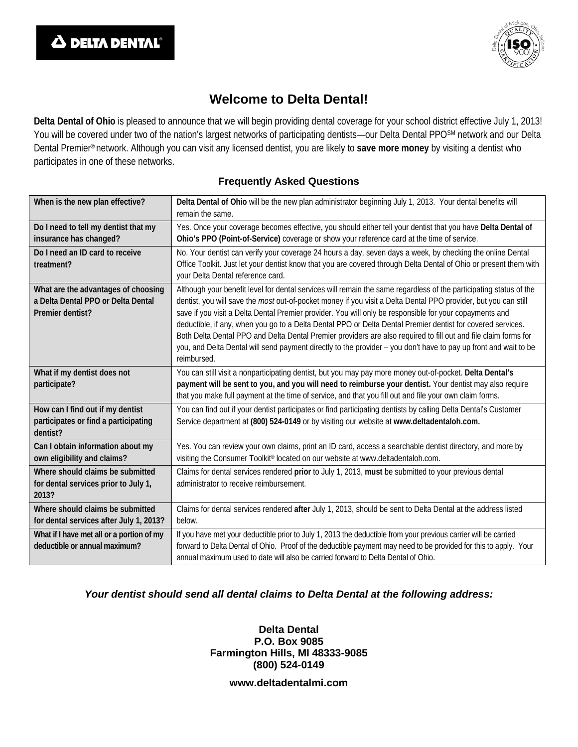# Welcome to Delta Dental!

**Delta Dental of Ohio** is pleased to announce that we will begin providing dental coverage for your school district effective July 1, 2013! You will be covered under two of the nation's largest networks of participating dentists—our Delta Dental PPO℠ network and our Delta Dental Premier® network. Although you can visit any licensed dentist, you are likely to **save more money** by visiting a dentist who participates in one of these networks.

## Frequently Asked Questions

| | |
|---|---|
| **When is the new plan effective?** | **Delta Dental of Ohio** will be the new plan administrator beginning July 1, 2013. Your dental benefits will remain the same. |
| **Do I need to tell my dentist that my insurance has changed?** | Yes. Once your coverage becomes effective, you should either tell your dentist that you have **Delta Dental of Ohio's PPO (Point-of-Service)** coverage or show your reference card at the time of service. |
| **Do I need an ID card to receive treatment?** | No. Your dentist can verify your coverage 24 hours a day, seven days a week, by checking the online Dental Office Toolkit. Just let your dentist know that you are covered through Delta Dental of Ohio or present them with your Delta Dental reference card. |
| **What are the advantages of choosing a Delta Dental PPO or Delta Dental Premier dentist?** | Although your benefit level for dental services will remain the same regardless of the participating status of the dentist, you will save the *most* out-of-pocket money if you visit a Delta Dental PPO provider, but you can still save if you visit a Delta Dental Premier provider. You will only be responsible for your copayments and deductible, if any, when you go to a Delta Dental PPO or Delta Dental Premier dentist for covered services. Both Delta Dental PPO and Delta Dental Premier providers are also required to fill out and file claim forms for you, and Delta Dental will send payment directly to the provider – you don't have to pay up front and wait to be reimbursed. |
| **What if my dentist does not participate?** | You can still visit a nonparticipating dentist, but you may pay more money out-of-pocket. **Delta Dental's payment will be sent to you, and you will need to reimburse your dentist.** Your dentist may also require that you make full payment at the time of service, and that you fill out and file your own claim forms. |
| **How can I find out if my dentist participates or find a participating dentist?** | You can find out if your dentist participates or find participating dentists by calling Delta Dental's Customer Service department at **(800) 524-0149** or by visiting our website at **www.deltadentaloh.com.** |
| **Can I obtain information about my own eligibility and claims?** | Yes. You can review your own claims, print an ID card, access a searchable dentist directory, and more by visiting the Consumer Toolkit® located on our website at www.deltadentaloh.com. |
| **Where should claims be submitted for dental services prior to July 1, 2013?** | Claims for dental services rendered **prior** to July 1, 2013, **must** be submitted to your previous dental administrator to receive reimbursement. |
| **Where should claims be submitted for dental services after July 1, 2013?** | Claims for dental services rendered **after** July 1, 2013, should be sent to Delta Dental at the address listed below. |
| **What if I have met all or a portion of my deductible or annual maximum?** | If you have met your deductible prior to July 1, 2013 the deductible from your previous carrier will be carried forward to Delta Dental of Ohio. Proof of the deductible payment may need to be provided for this to apply. Your annual maximum used to date will also be carried forward to Delta Dental of Ohio. |

***Your dentist should send all dental claims to Delta Dental at the following address:***

**Delta Dental**
**P.O. Box 9085**
**Farmington Hills, MI 48333-9085**
**(800) 524-0149**

**www.deltadentalmi.com**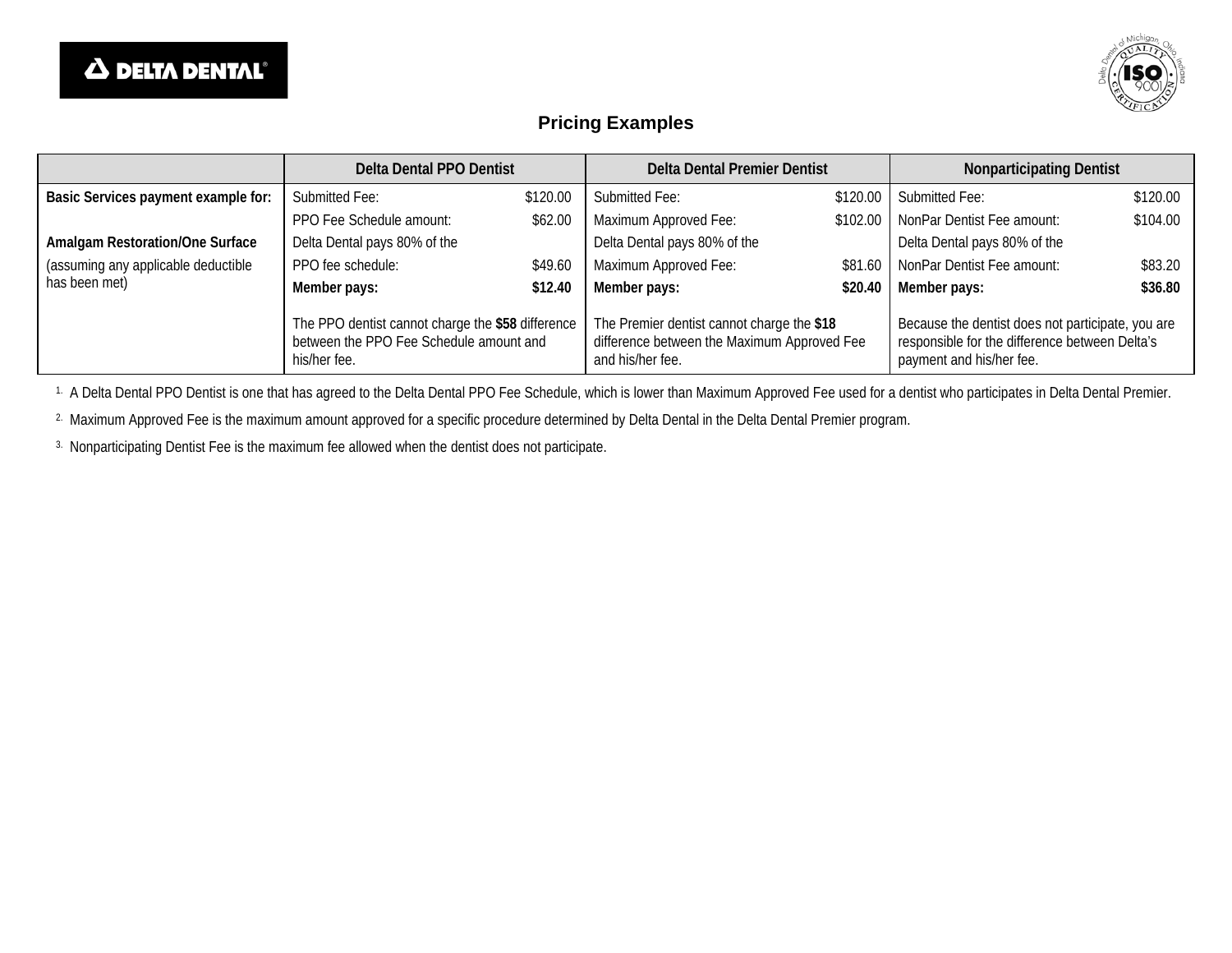# Pricing Examples

| | Delta Dental PPO Dentist | | Delta Dental Premier Dentist | | Nonparticipating Dentist | |
|---|---|---|---|---|---|---|
| **Basic Services payment example for:** | Submitted Fee: | $120.00 | Submitted Fee: | $120.00 | Submitted Fee: | $120.00 |
| | PPO Fee Schedule amount: | $62.00 | Maximum Approved Fee: | $102.00 | NonPar Dentist Fee amount: | $104.00 |
| **Amalgam Restoration/One Surface** | Delta Dental pays 80% of the | | Delta Dental pays 80% of the | | Delta Dental pays 80% of the | |
| (assuming any applicable deductible has been met) | PPO fee schedule: | $49.60 | Maximum Approved Fee: | $81.60 | NonPar Dentist Fee amount: | $83.20 |
| | **Member pays:** | **$12.40** | **Member pays:** | **$20.40** | **Member pays:** | **$36.80** |
| | The PPO dentist cannot charge the **$58** difference between the PPO Fee Schedule amount and his/her fee. | | The Premier dentist cannot charge the **$18** difference between the Maximum Approved Fee and his/her fee. | | Because the dentist does not participate, you are responsible for the difference between Delta's payment and his/her fee. | |

1. A Delta Dental PPO Dentist is one that has agreed to the Delta Dental PPO Fee Schedule, which is lower than Maximum Approved Fee used for a dentist who participates in Delta Dental Premier.
2. Maximum Approved Fee is the maximum amount approved for a specific procedure determined by Delta Dental in the Delta Dental Premier program.
3. Nonparticipating Dentist Fee is the maximum fee allowed when the dentist does not participate.